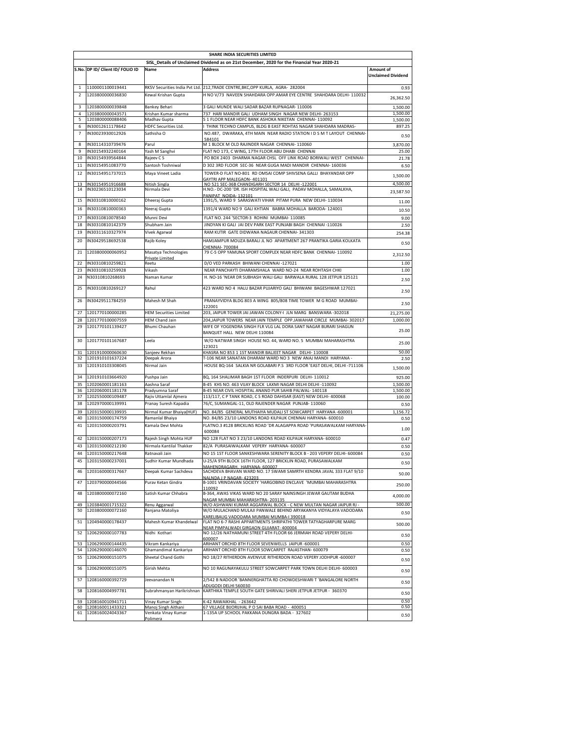# SHARE INDIA SECURITIES LIMITED

## SISL_Details of Unclaimed Dividend as on 21st December, 2020 for the Financial Year 2020-21

| S.No. | DP ID/ Client ID/ FOLIO ID | Name | Address | Amount of Unclaimed Dividend |
|---|---|---|---|---|
| 1 | 1100001100019441 | RKSV Securities India Pvt Ltd. | 212,TRADE CENTRE,BKC,OPP KURLA, AGRA- 282004 | 0.93 |
| 2 | 1203800000036830 | Kewal Krishan Gupta | H NO V/73 NAVEEN SHAHDARA OPP.AMAR EYE CENTRE SHAHDARA DELHI- 110032 | 26,362.50 |
| 3 | 1203800000039848 | Bankey Behari | 3 GALI MUNDE WALI SADAR BAZAR RUPNAGAR- 110006 | 1,500.00 |
| 4 | 1203800000043571 | Krishan Kumar sharma | 737 HARI MANDIR GALI UDHAM SINGH NAGAR NEW DELHI- 263153 | 1,500.00 |
| 5 | 1203800000088406 | Madhav Gupta | 5 1 FLOOR NEAR HDFC BANK ASHOKA NIKETAN CHENNAI- 110092 | 1,500.00 |
| 6 | IN30012611178642 | HDFC Securities Ltd. | I THINK TECHNO CAMPUS, BLDG B EAST ROHTAS NAGAR SHAHDARA MADRAS- | 897.25 |
| 7 | IN30023930012926 | Sathisha O | NO.487, DWARAKA, 4TH MAIN NEAR RADIO STATION I D S M T LAYOUT CHENNAI- 584101 | 0.50 |
| 8 | IN30114310739476 | Parul | M 1 BLOCK M OLD RAJINDER NAGAR CHENNAI- 110060 | 3,870.00 |
| 9 | IN30154932240164 | Yash M Sanghvi | FLAT NO 173, C WING, 17TH FLOOR ABU DHABI CHENNAI | 25.00 |
| 10 | IN30154939564844 | Rajeev C S | PO BOX 2403 DHARMA NAGAR CHSL OFF LINK ROAD BORIWALI WEST CHENNAI- | 21.78 |
| 11 | IN30154951083770 | Santosh Toshniwal | D 302 3RD FLOOR SEC-36 NEAR GUGA MADI MANDIR CHENNAI- 160036 | 6.50 |
| 12 | IN30154951737015 | Maya Vineet Ladia | TOWER-D FLAT NO-801 RD OMSAI COMP SHIVSENA GALLI BHAYANDAR OPP GAYTRI APP MALEGAON- 401101 | 1,500.00 |
| 13 | IN30154951916688 | Nitish Singla | NO 521 SEC-36B CHANDIGARH SECTOR 14 DELHI -122001 | 4,500.00 |
| 14 | IN30236510123034 | Nirmala Devi | H.NO.- DC-200 'DR. ISH HOSPITAL WALI GALI, PADAV MOHALLA, SAMALKHA, PANIPAT NOIDA- 132101 | 23,587.50 |
| 15 | IN30310810000162 | Dheeraj Gupta | 1391/5, WARD 9 SARASWATI VIHAR PITAM PURA NEW DELHI- 110034 | 11.00 |
| 16 | IN30310810000363 | Neeraj Gupta | 1391/4 WARD NO 9 GALI KHTIAN BABRA MOHALLA BARODA- 124001 | 10.50 |
| 17 | IN30310810078540 | Munni Devi | FLAT NO. 244 'SECTOR-3 ROHINI MUMBAI- 110085 | 9.00 |
| 18 | IN30310810142379 | Shubham Jain | JINDYAN KI GALI JAI DEV PARK EAST PUNJABI BAGH CHENNAI -110026 | 2.50 |
| 19 | IN30311610327974 | Vivek Agarwal | RAM KUTIR GATE DIDWANA NAGAUR CHENNAI- 341303 | 254.38 |
| 20 | IN30429518692538 | Rajib Koley | HAMJAMPUR MOUZA BARALI JL NO APARTMENT 267 PRANTIKA GARIA KOLKATA CHENNAI- 700084 | 0.50 |
| 21 | 1203800000060952 | Masatya Technologies Private Limited | 79 C-5 OPP YAMUNA SPORT COMPLEX NEAR HDFC BANK CHENNAI- 110092 | 2,312.50 |
| 22 | IN30310810259821 | Reetu | D/O VED PARKASH BHIWANI CHENNAI -127021 | 1.00 |
| 23 | IN30310810259928 | Vikash | NEAR PANCHAYTI DHARAMSHALA WARD NO-24 NEAR ROHTASH CHKI | 1.00 |
| 24 | N30310810268693 | Naman Kumar | H. NO-16 'NEAR DR SUBHASH WALI GALI BARWALA RURAL 128 JETPUR 125121 | 2.50 |
| 25 | IN30310810269127 | Rahul | 423 WARD NO 4 HALU BAZAR PUJARIYO GALI BHIWANI BAGESHWAR 127021 | 2.50 |
| 26 | IN30429511784259 | Mahesh M Shah | PRANAYVIDYA BLDG 803 A WING 805/808 TIME TOWER M G ROAD MUMBAI- 122001 | 2.50 |
| 27 | 1201770100000285 | HEM Securities Limited | 203, JAIPUR TOWER JAI JAWAN COLONY-I JLN MARG BANSWARA -302018 | 21,275.00 |
| 28 | 1201770100007559 | HEM Chand Jain | 204,JAIPUR TOWERS NEAR JAIN TEMPLE OPP.JAWAHAR CIRCLE MUMBAI- 302017 | 1,000.00 |
| 29 | 1201770101139427 | Bhumi Chauhan | WIFE OF YOGENDRA SINGH FLR VLG LAL DORA SANT NAGAR BURARI SHAGUN BANQUET HALL NEW DELHI 110084 | 25.00 |
| 30 | 1201770101167687 | Leela | W/O NATWAR SINGH HOUSE NO. 44, WARD NO. 5 MUMBAI MAHARASHTRA 123021 | 25.00 |
| 31 | 1201910000060630 | Sanjeev Rekhan | KHASRA NO 853 1 1ST MANDIR BALJEET NAGAR DELHI- 110008 | 50.00 |
| 32 | 1201910101637224 | Deepak Arora | T-106 NEAR SANATAN DHARAM WARD NO 3 NEW ANAJ MANDI HARYANA - | 2.50 |
| 33 | 1201910103308045 | Nirmal Jain | HOUSE BQ-164 SALKIA NR GOLABARI P.S 3RD FLOOR 'EAST DELHI, DELHI -711106 | 1,500.00 |
| 34 | 1201910103664920 | Pushpa Jain | BQ, 164 SHALIMAR BAGH 1ST FLOOR INDERPURI DELHI- 110012 | 925.00 |
| 35 | 1202060001181163 | Aashna Saraf | B-45 KHS NO. 463 VIJAY BLOCK LAXMI NAGAR DELHI DELHI -110092 | 1,500.00 |
| 36 | 1202060001181178 | Pradyumna Saraf | B-45 NEAR CIVIL HOSPITAL ANAND PUR SAHIB PALWAL- 140118 | 1,500.00 |
| 37 | 1202550000109487 | Rajiv Uttamlal Ajmera | 113/117, C P TANK ROAD, C S ROAD DAHISAR (EAST) NEW DELHI- 400068 | 100.00 |
| 38 | 1202970000139991 | Pranay Suresh Kapadia | 76/C, SUMANGAL-11, OLD RAJENDER NAGAR PUNJAB- 110060 | 0.50 |
| 39 | 1203150000139935 | Nirmal Kumar Bhaiya(HUF) | NO. 84/85 GENERAL MUTHAIYA MUDALI ST SOWCARPET HARYANA -600001 | 1,156.72 |
| 40 | 1203150000174759 | Ramanlal Bhaiya | NO. 84/85 23/10 LANDONS ROAD KILPAUK CHENNAI HARYANA- 600010 | 0.50 |
| 41 | 1203150000203791 | Kamala Devi Mohta | FLATNO.3 #128 BRICKLINS ROAD 'DR ALAGAPPA ROAD 'PURASAWALKAM HARYANA- 600084 | 1.00 |
| 42 | 1203150000207173 | Rajesh Singh Mohta HUF | NO 128 FLAT NO 3 23/10 LANDONS ROAD KILPAUK HARYANA- 600010 | 0.47 |
| 43 | 1203150000212190 | Nirmala Kantilal Thakker | 82/A PURASAIWALKAM VEPERY HARYANA- 600007 | 0.50 |
| 44 | 1203150000217648 | Ratnavali Jain | NO 15 1ST FLOOR SANKESHWARA SERENITY BLOCK B - 203 VEPERY DELHI- 600084 | 0.50 |
| 45 | 1203150000237001 | Sudhir Kumar Mundhada | U-25/A 9TH BLOCK 16TH FLOOR, 127 BRICKLIN ROAD, PURASAWALKAM MAHENDRAGARH HARYANA- 600007 | 0.50 |
| 46 | 1203160000317667 | Deepak Kumar Sachdeva | SACHDEVA BHAVAN WARD NO. 17 SWAMI SAMRTH KENDRA JAVAL 333 FLAT 9/10 NALNDA J P NAGAR- 423203 | 50.00 |
| 47 | 1203790000044566 | Purav Ketan Gindra | B-1001 VRINDAVAN SOCIETY 'HARGOBIND ENCLAVE 'MUMBAI MAHARASHTRA 110092 | 250.00 |
| 48 | 1203800000072160 | Satish Kumar Chhabra | B-364, AWAS VIKAS WARD NO 20 SARAY NAINSINGH JEWAR GAUTAM BUDHA NAGAR MUMBAI MAHARASHTRA- 203135 | 4,000.00 |
| 49 | 1203840001715322 | Renu Aggarwal | W/O ASHWANI KUMAR AGGARWAL BLOCK - C NEW MULTAN NAGAR JAIPUR RJ - | 500.00 |
| 50 | 1203800000072160 | Ranjana Matoliya | W/O MULACHAND MULAJI PANWALE BEHIND ARYAKANYA VIDYALAYA VADODARA KARELIBAUG VADODARA MUMBAI MUMBA-I 390018 | 0.50 |
| 51 | 1204940000178437 | Mahesh Kumar Khandelwal | FLAT NO 6-7 RASHI APPARTMENTS SHRIPATHI TOWER TATYAGHARPURE MARG NEAR PIMPALWADI GIRGAON GUJARAT- 400004 | 500.00 |
| 52 | 1206290000107783 | Nidhi Kothari | NO 12/26 NATHAMUNI STREET 4TH FLOOR 66 JERMIAH ROAD VEPERY DELHI- 600007 | 0.50 |
| 53 | 1206290000144435 | Vikram Kankariya | ARIHANT ORCHID 8TH FLOOR SEVENWELLS JAIPUR -600001 | 0.50 |
| 54 | 1206290000146070 | Ghamandimal Kankariya | ARIHANT ORCHID 8TH FLOOR SOWCARPET RAJASTHAN- 600079 | 0.50 |
| 55 | 1206290000151075 | Sheetal Chand Gothi | NO 18/27 RITHERDON AVENVUE RITHERDON ROAD VEPERY JODHPUR -600007 | 0.50 |
| 56 | 1206290000151075 | Girish Mehta | NO 10 RAGUNAYAKULU STREET SOWCARPET PARK TOWN DELHI DELHI- 600003 | 0.50 |
| 57 | 1208160000392729 | Jeevanandan N | 2/542 B NADOOR 'BANNERGHATTA RD CHOWDESHWARI T 'BANGALORE NORTH ADUGODI DELHI 560030 | 0.50 |
| 58 | 1208160004997781 | Subrahmanyan Harikrishnan | KARTHIKA TEMPLE SOUTH GATE SHIRIVALI SHERI JETPUR JETPUR - 360370 | 0.50 |
| 59 | 1208160010941711 | Vinay Kumar Singh | K-42 RAWAIKHAL - 263642 | 0.50 |
| 60 | 1208160011433321 | Manoj Singh Aithani | 67 VILLAGE BIJORIJHAL P O SAI BABA ROAD - 400051 | 0.50 |
| 61 | 1208160024043367 | Venkata Vinay Kumar Polimera | 1-135A UP SCHOOL PAKKANA DUNGRA BADA - 327602 | 0.50 |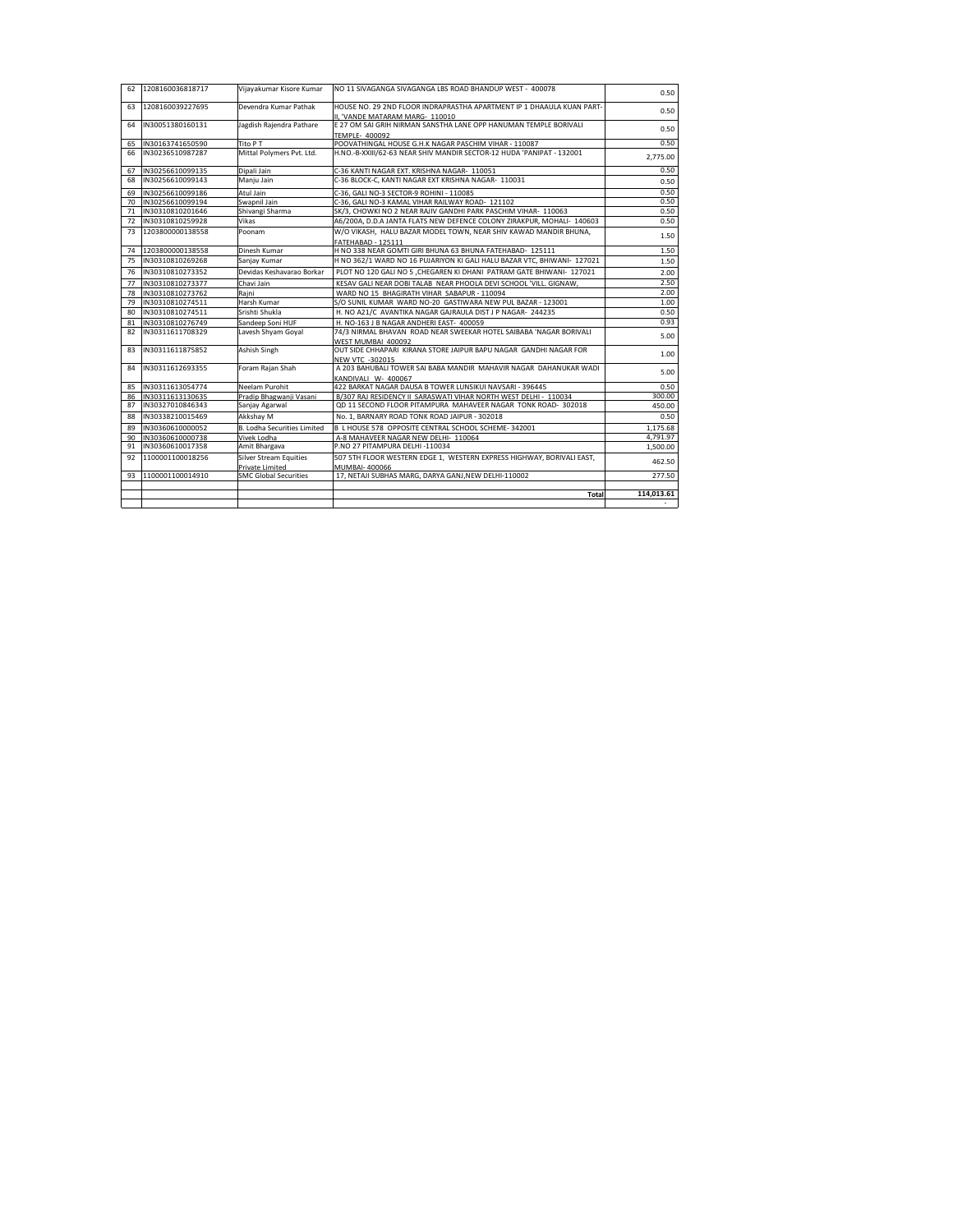| | | | | |
|---|---|---|---|---|
| 62 | 1208160036818717 | Vijayakumar Kisore Kumar | NO 11 SIVAGANGA SIVAGANGA LBS ROAD BHANDUP WEST - 400078 | 0.50 |
| 63 | 1208160039227695 | Devendra Kumar Pathak | HOUSE NO. 29 2ND FLOOR INDRAPRASTHA APARTMENT IP 1 DHAAULA KUAN PART-II, 'VANDE MATARAM MARG- 110010 | 0.50 |
| 64 | IN30051380160131 | Jagdish Rajendra Pathare | E 27 OM SAI GRIH NIRMAN SANSTHA LANE OPP HANUMAN TEMPLE BORIVALI TEMPLE- 400092 | 0.50 |
| 65 | IN30163741650590 | Tito P T | POOVATHINGAL HOUSE G.H.K NAGAR PASCHIM VIHAR - 110087 | 0.50 |
| 66 | IN30236510987287 | Mittal Polymers Pvt. Ltd. | H.NO.-B-XXIII/62-63 NEAR SHIV MANDIR SECTOR-12 HUDA 'PANIPAT - 132001 | 2,775.00 |
| 67 | IN30256610099135 | Dipali Jain | C-36 KANTI NAGAR EXT. KRISHNA NAGAR- 110051 | 0.50 |
| 68 | IN30256610099143 | Manju Jain | C-36 BLOCK-C, KANTI NAGAR EXT KRISHNA NAGAR- 110031 | 0.50 |
| 69 | IN30256610099186 | Atul Jain | C-36, GALI NO-3 SECTOR-9 ROHINI - 110085 | 0.50 |
| 70 | IN30256610099194 | Swapnil Jain | C-36, GALI NO-3 KAMAL VIHAR RAILWAY ROAD- 121102 | 0.50 |
| 71 | IN30310810201646 | Shivangi Sharma | SK/3, CHOWKI NO 2 NEAR RAJIV GANDHI PARK PASCHIM VIHAR- 110063 | 0.50 |
| 72 | IN30310810259928 | Vikas | A6/200A, D.D.A JANTA FLATS NEW DEFENCE COLONY ZIRAKPUR, MOHALI- 140603 | 0.50 |
| 73 | 1203800000138558 | Poonam | W/O VIKASH, HALU BAZAR MODEL TOWN, NEAR SHIV KAWAD MANDIR BHUNA, FATEHABAD - 125111 | 1.50 |
| 74 | 1203800000138558 | Dinesh Kumar | H NO 338 NEAR GOMTI GIRI BHUNA 63 BHUNA FATEHABAD- 125111 | 1.50 |
| 75 | IN30310810269268 | Sanjay Kumar | H NO 362/1 WARD NO 16 PUJARIYON KI GALI HALU BAZAR VTC, BHIWANI- 127021 | 1.50 |
| 76 | IN30310810273352 | Devidas Keshavarao Borkar | PLOT NO 120 GALI NO 5 ,CHEGAREN KI DHANI PATRAM GATE BHIWANI- 127021 | 2.00 |
| 77 | IN30310810273377 | Chavi Jain | KESAV GALI NEAR DOBI TALAB NEAR PHOOLA DEVI SCHOOL 'VILL. GIGNAW, | 2.50 |
| 78 | IN30310810273762 | Rajni | WARD NO 15 BHAGIRATH VIHAR SABAPUR - 110094 | 2.00 |
| 79 | IN30310810274511 | Harsh Kumar | S/O SUNIL KUMAR WARD NO-20 GASTIWARA NEW PUL BAZAR - 123001 | 1.00 |
| 80 | IN30310810274511 | Srishti Shukla | H. NO A21/C AVANTIKA NAGAR GAJRAULA DIST J P NAGAR- 244235 | 0.50 |
| 81 | IN30310810276749 | Sandeep Soni HUF | H. NO-163 J B NAGAR ANDHERI EAST- 400059 | 0.93 |
| 82 | IN30311611708329 | Lavesh Shyam Goyal | 74/3 NIRMAL BHAVAN ROAD NEAR SWEEKAR HOTEL SAIBABA 'NAGAR BORIVALI WEST MUMBAI 400092 | 5.00 |
| 83 | IN30311611875852 | Ashish Singh | OUT SIDE CHHAPARI KIRANA STORE JAIPUR BAPU NAGAR GANDHI NAGAR FOR NEW VTC -302015 | 1.00 |
| 84 | IN30311612693355 | Foram Rajan Shah | A 203 BAHUBALI TOWER SAI BABA MANDIR MAHAVIR NAGAR DAHANUKAR WADI KANDIVALI W- 400067 | 5.00 |
| 85 | IN30311613054774 | Neelam Purohit | 422 BARKAT NAGAR DAUSA B TOWER LUNSIKUI NAVSARI - 396445 | 0.50 |
| 86 | IN30311613130635 | Pradip Bhagwanji Vasani | B/307 RAJ RESIDENCY II SARASWATI VIHAR NORTH WEST DELHI - 110034 | 300.00 |
| 87 | IN30327010846343 | Sanjay Agarwal | QD 11 SECOND FLOOR PITAMPURA MAHAVEER NAGAR TONK ROAD- 302018 | 450.00 |
| 88 | IN30338210015469 | Akkshay M | No. 1, BARNARY ROAD TONK ROAD JAIPUR - 302018 | 0.50 |
| 89 | IN30360610000052 | B. Lodha Securities Limited | B L HOUSE 578 OPPOSITE CENTRAL SCHOOL SCHEME- 342001 | 1,175.68 |
| 90 | IN30360610000738 | Vivek Lodha | A-8 MAHAVEER NAGAR NEW DELHI- 110064 | 4,791.97 |
| 91 | IN30360610017358 | Amit Bhargava | P.NO 27 PITAMPURA DELHI -110034 | 1,500.00 |
| 92 | 1100001100018256 | Silver Stream Equities Private Limited | 507 5TH FLOOR WESTERN EDGE 1, WESTERN EXPRESS HIGHWAY, BORIVALI EAST, MUMBAI- 400066 | 462.50 |
| 93 | 1100001100014910 | SMC Global Securities | 17, NETAJI SUBHAS MARG, DARYA GANJ,NEW DELHI-110002 | 277.50 |
| | | | | |
| | | | **Total** | **114,013.61** |
| | | | | - |